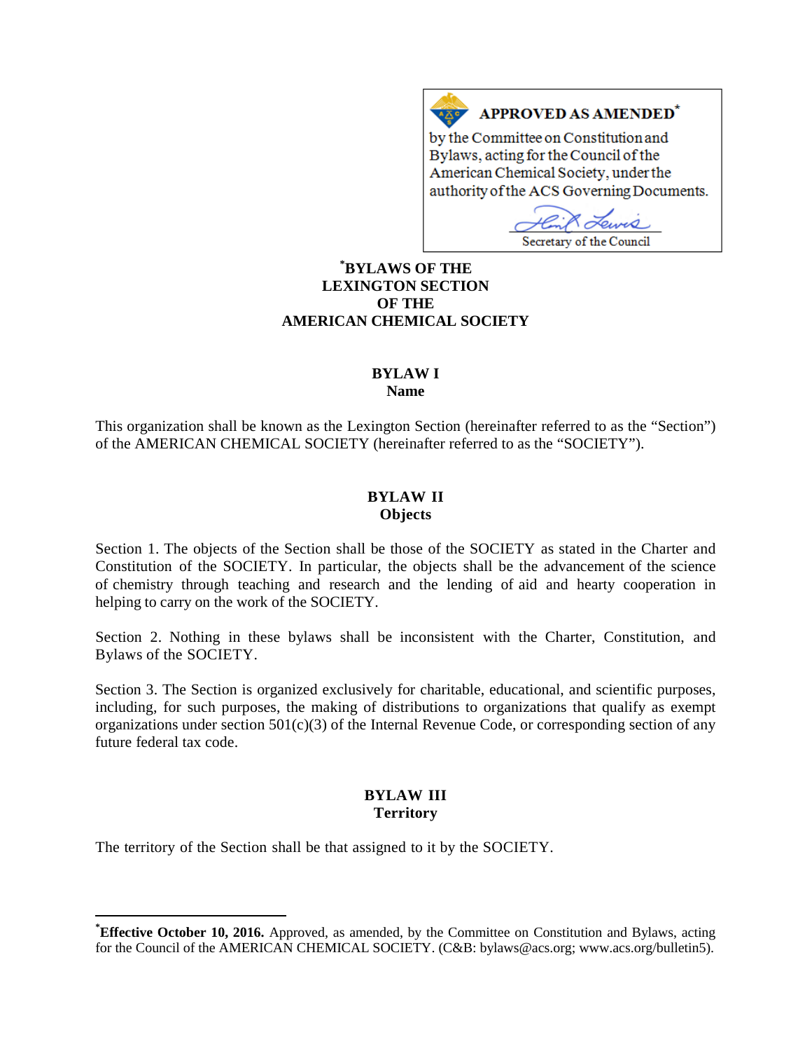**APPROVED AS AMENDED***

by the Committee on Constitution and Bylaws, acting for the Council of the American Chemical Society, under the authority of the ACS Governing Documents.

Secretary of the Council

# *BYLAWS OF THE LEXINGTON SECTION OF THE AMERICAN CHEMICAL SOCIETY

## BYLAW I
**Name**

This organization shall be known as the Lexington Section (hereinafter referred to as the "Section") of the AMERICAN CHEMICAL SOCIETY (hereinafter referred to as the "SOCIETY").

## BYLAW II
**Objects**

Section 1. The objects of the Section shall be those of the SOCIETY as stated in the Charter and Constitution of the SOCIETY. In particular, the objects shall be the advancement of the science of chemistry through teaching and research and the lending of aid and hearty cooperation in helping to carry on the work of the SOCIETY.

Section 2. Nothing in these bylaws shall be inconsistent with the Charter, Constitution, and Bylaws of the SOCIETY.

Section 3. The Section is organized exclusively for charitable, educational, and scientific purposes, including, for such purposes, the making of distributions to organizations that qualify as exempt organizations under section 501(c)(3) of the Internal Revenue Code, or corresponding section of any future federal tax code.

## BYLAW III
**Territory**

The territory of the Section shall be that assigned to it by the SOCIETY.

---

***Effective October 10, 2016.** Approved, as amended, by the Committee on Constitution and Bylaws, acting for the Council of the AMERICAN CHEMICAL SOCIETY. (C&B: bylaws@acs.org; www.acs.org/bulletin5).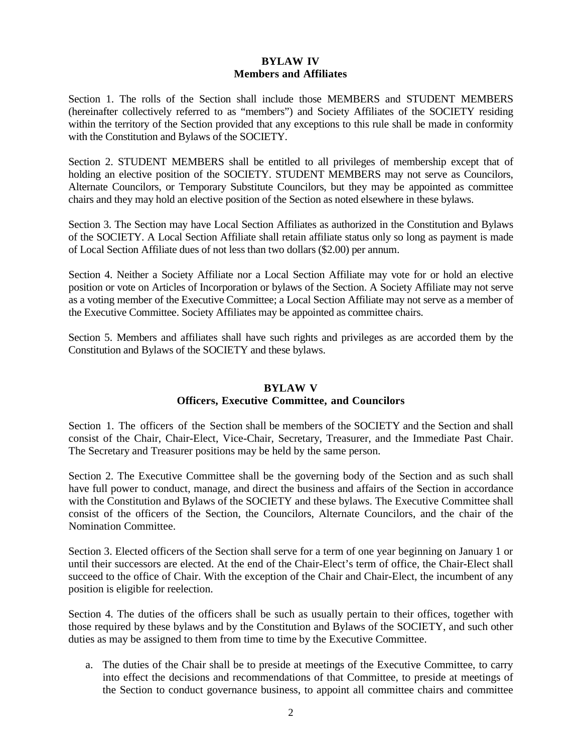## BYLAW IV
## Members and Affiliates

Section 1. The rolls of the Section shall include those MEMBERS and STUDENT MEMBERS (hereinafter collectively referred to as "members") and Society Affiliates of the SOCIETY residing within the territory of the Section provided that any exceptions to this rule shall be made in conformity with the Constitution and Bylaws of the SOCIETY.

Section 2. STUDENT MEMBERS shall be entitled to all privileges of membership except that of holding an elective position of the SOCIETY. STUDENT MEMBERS may not serve as Councilors, Alternate Councilors, or Temporary Substitute Councilors, but they may be appointed as committee chairs and they may hold an elective position of the Section as noted elsewhere in these bylaws.

Section 3. The Section may have Local Section Affiliates as authorized in the Constitution and Bylaws of the SOCIETY. A Local Section Affiliate shall retain affiliate status only so long as payment is made of Local Section Affiliate dues of not less than two dollars ($2.00) per annum.

Section 4. Neither a Society Affiliate nor a Local Section Affiliate may vote for or hold an elective position or vote on Articles of Incorporation or bylaws of the Section. A Society Affiliate may not serve as a voting member of the Executive Committee; a Local Section Affiliate may not serve as a member of the Executive Committee. Society Affiliates may be appointed as committee chairs.

Section 5. Members and affiliates shall have such rights and privileges as are accorded them by the Constitution and Bylaws of the SOCIETY and these bylaws.

## BYLAW V
## Officers, Executive Committee, and Councilors

Section 1. The officers of the Section shall be members of the SOCIETY and the Section and shall consist of the Chair, Chair-Elect, Vice-Chair, Secretary, Treasurer, and the Immediate Past Chair. The Secretary and Treasurer positions may be held by the same person.

Section 2. The Executive Committee shall be the governing body of the Section and as such shall have full power to conduct, manage, and direct the business and affairs of the Section in accordance with the Constitution and Bylaws of the SOCIETY and these bylaws. The Executive Committee shall consist of the officers of the Section, the Councilors, Alternate Councilors, and the chair of the Nomination Committee.

Section 3. Elected officers of the Section shall serve for a term of one year beginning on January 1 or until their successors are elected. At the end of the Chair-Elect's term of office, the Chair-Elect shall succeed to the office of Chair. With the exception of the Chair and Chair-Elect, the incumbent of any position is eligible for reelection.

Section 4. The duties of the officers shall be such as usually pertain to their offices, together with those required by these bylaws and by the Constitution and Bylaws of the SOCIETY, and such other duties as may be assigned to them from time to time by the Executive Committee.

a. The duties of the Chair shall be to preside at meetings of the Executive Committee, to carry into effect the decisions and recommendations of that Committee, to preside at meetings of the Section to conduct governance business, to appoint all committee chairs and committee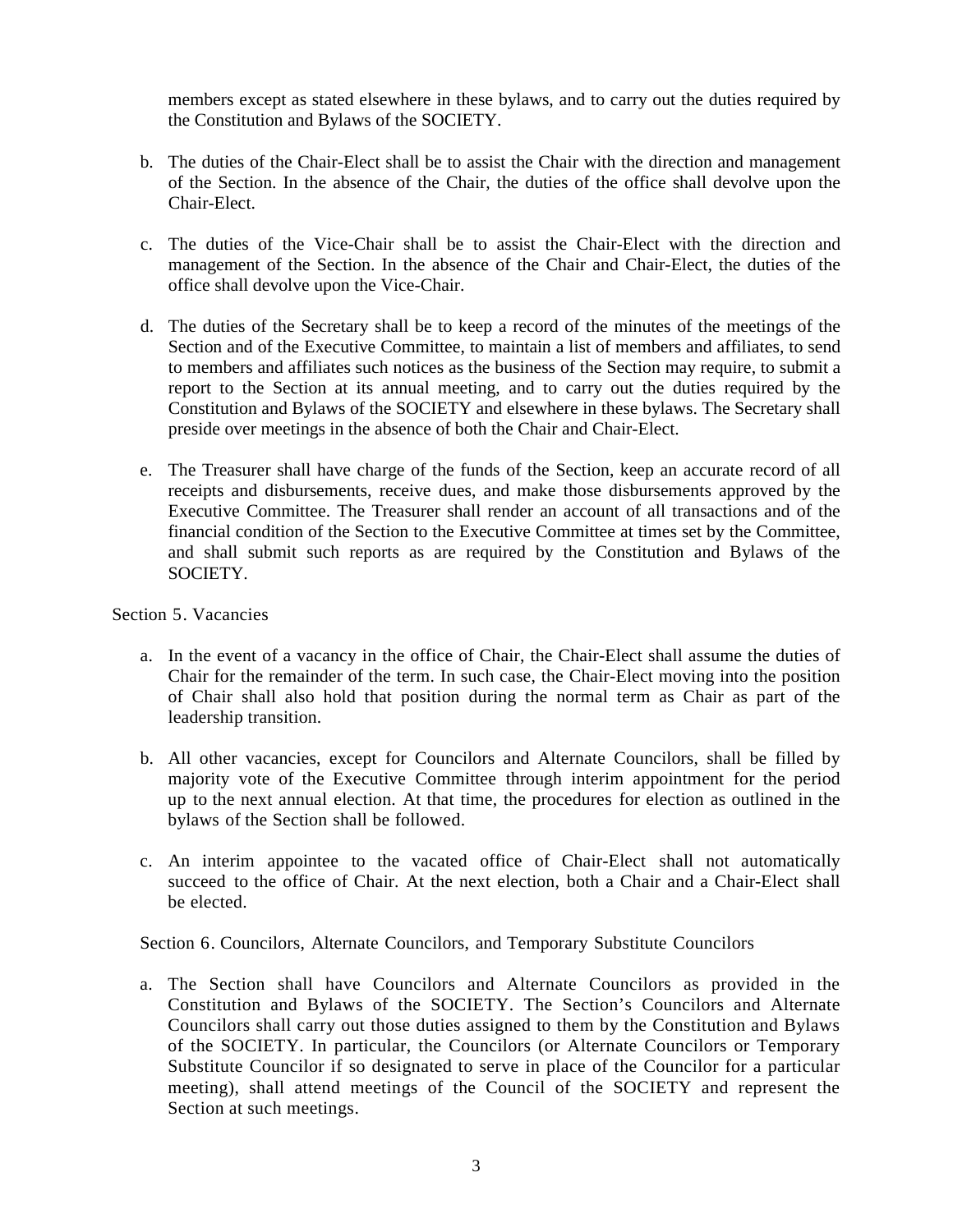members except as stated elsewhere in these bylaws, and to carry out the duties required by the Constitution and Bylaws of the SOCIETY.

b. The duties of the Chair-Elect shall be to assist the Chair with the direction and management of the Section. In the absence of the Chair, the duties of the office shall devolve upon the Chair-Elect.

c. The duties of the Vice-Chair shall be to assist the Chair-Elect with the direction and management of the Section. In the absence of the Chair and Chair-Elect, the duties of the office shall devolve upon the Vice-Chair.

d. The duties of the Secretary shall be to keep a record of the minutes of the meetings of the Section and of the Executive Committee, to maintain a list of members and affiliates, to send to members and affiliates such notices as the business of the Section may require, to submit a report to the Section at its annual meeting, and to carry out the duties required by the Constitution and Bylaws of the SOCIETY and elsewhere in these bylaws. The Secretary shall preside over meetings in the absence of both the Chair and Chair-Elect.

e. The Treasurer shall have charge of the funds of the Section, keep an accurate record of all receipts and disbursements, receive dues, and make those disbursements approved by the Executive Committee. The Treasurer shall render an account of all transactions and of the financial condition of the Section to the Executive Committee at times set by the Committee, and shall submit such reports as are required by the Constitution and Bylaws of the SOCIETY.

Section 5. Vacancies

a. In the event of a vacancy in the office of Chair, the Chair-Elect shall assume the duties of Chair for the remainder of the term. In such case, the Chair-Elect moving into the position of Chair shall also hold that position during the normal term as Chair as part of the leadership transition.

b. All other vacancies, except for Councilors and Alternate Councilors, shall be filled by majority vote of the Executive Committee through interim appointment for the period up to the next annual election. At that time, the procedures for election as outlined in the bylaws of the Section shall be followed.

c. An interim appointee to the vacated office of Chair-Elect shall not automatically succeed to the office of Chair. At the next election, both a Chair and a Chair-Elect shall be elected.

Section 6. Councilors, Alternate Councilors, and Temporary Substitute Councilors

a. The Section shall have Councilors and Alternate Councilors as provided in the Constitution and Bylaws of the SOCIETY. The Section's Councilors and Alternate Councilors shall carry out those duties assigned to them by the Constitution and Bylaws of the SOCIETY. In particular, the Councilors (or Alternate Councilors or Temporary Substitute Councilor if so designated to serve in place of the Councilor for a particular meeting), shall attend meetings of the Council of the SOCIETY and represent the Section at such meetings.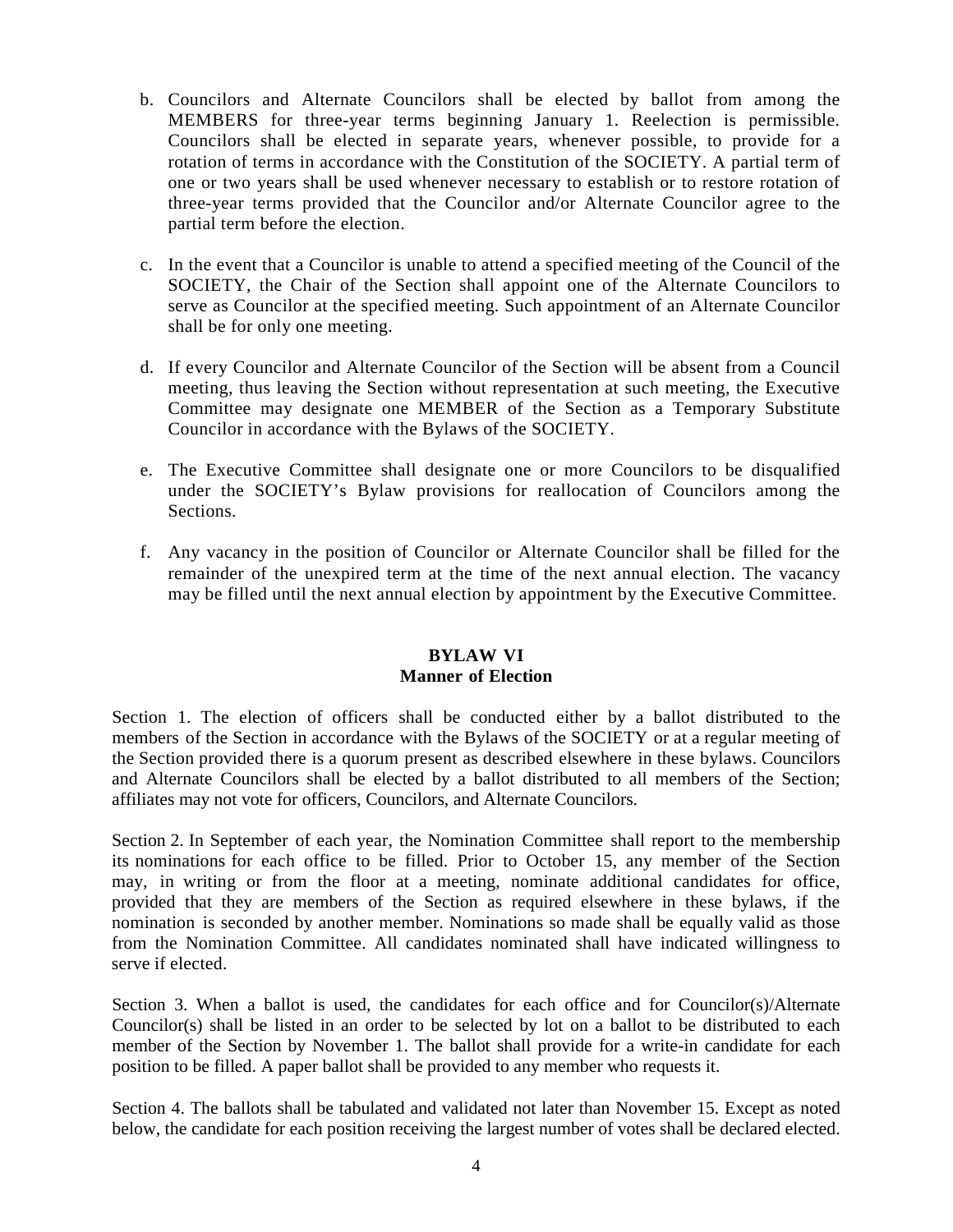b. Councilors and Alternate Councilors shall be elected by ballot from among the MEMBERS for three-year terms beginning January 1. Reelection is permissible. Councilors shall be elected in separate years, whenever possible, to provide for a rotation of terms in accordance with the Constitution of the SOCIETY. A partial term of one or two years shall be used whenever necessary to establish or to restore rotation of three-year terms provided that the Councilor and/or Alternate Councilor agree to the partial term before the election.

c. In the event that a Councilor is unable to attend a specified meeting of the Council of the SOCIETY, the Chair of the Section shall appoint one of the Alternate Councilors to serve as Councilor at the specified meeting. Such appointment of an Alternate Councilor shall be for only one meeting.

d. If every Councilor and Alternate Councilor of the Section will be absent from a Council meeting, thus leaving the Section without representation at such meeting, the Executive Committee may designate one MEMBER of the Section as a Temporary Substitute Councilor in accordance with the Bylaws of the SOCIETY.

e. The Executive Committee shall designate one or more Councilors to be disqualified under the SOCIETY's Bylaw provisions for reallocation of Councilors among the Sections.

f. Any vacancy in the position of Councilor or Alternate Councilor shall be filled for the remainder of the unexpired term at the time of the next annual election. The vacancy may be filled until the next annual election by appointment by the Executive Committee.

## BYLAW VI
## Manner of Election

Section 1. The election of officers shall be conducted either by a ballot distributed to the members of the Section in accordance with the Bylaws of the SOCIETY or at a regular meeting of the Section provided there is a quorum present as described elsewhere in these bylaws. Councilors and Alternate Councilors shall be elected by a ballot distributed to all members of the Section; affiliates may not vote for officers, Councilors, and Alternate Councilors.

Section 2. In September of each year, the Nomination Committee shall report to the membership its nominations for each office to be filled. Prior to October 15, any member of the Section may, in writing or from the floor at a meeting, nominate additional candidates for office, provided that they are members of the Section as required elsewhere in these bylaws, if the nomination is seconded by another member. Nominations so made shall be equally valid as those from the Nomination Committee. All candidates nominated shall have indicated willingness to serve if elected.

Section 3. When a ballot is used, the candidates for each office and for Councilor(s)/Alternate Councilor(s) shall be listed in an order to be selected by lot on a ballot to be distributed to each member of the Section by November 1. The ballot shall provide for a write-in candidate for each position to be filled. A paper ballot shall be provided to any member who requests it.

Section 4. The ballots shall be tabulated and validated not later than November 15. Except as noted below, the candidate for each position receiving the largest number of votes shall be declared elected.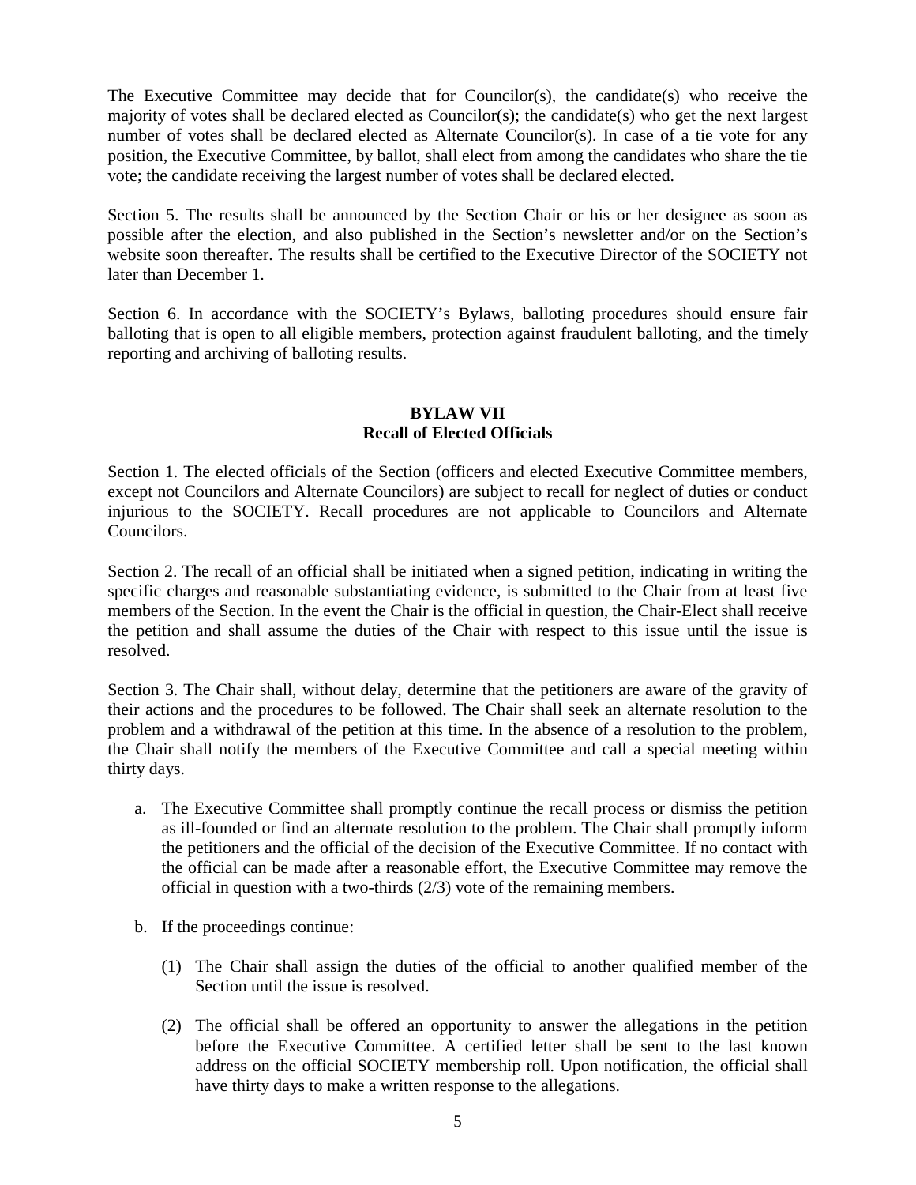The Executive Committee may decide that for Councilor(s), the candidate(s) who receive the majority of votes shall be declared elected as Councilor(s); the candidate(s) who get the next largest number of votes shall be declared elected as Alternate Councilor(s). In case of a tie vote for any position, the Executive Committee, by ballot, shall elect from among the candidates who share the tie vote; the candidate receiving the largest number of votes shall be declared elected.

Section 5. The results shall be announced by the Section Chair or his or her designee as soon as possible after the election, and also published in the Section's newsletter and/or on the Section's website soon thereafter. The results shall be certified to the Executive Director of the SOCIETY not later than December 1.

Section 6. In accordance with the SOCIETY's Bylaws, balloting procedures should ensure fair balloting that is open to all eligible members, protection against fraudulent balloting, and the timely reporting and archiving of balloting results.

## BYLAW VII
## Recall of Elected Officials

Section 1. The elected officials of the Section (officers and elected Executive Committee members, except not Councilors and Alternate Councilors) are subject to recall for neglect of duties or conduct injurious to the SOCIETY. Recall procedures are not applicable to Councilors and Alternate Councilors.

Section 2. The recall of an official shall be initiated when a signed petition, indicating in writing the specific charges and reasonable substantiating evidence, is submitted to the Chair from at least five members of the Section. In the event the Chair is the official in question, the Chair-Elect shall receive the petition and shall assume the duties of the Chair with respect to this issue until the issue is resolved.

Section 3. The Chair shall, without delay, determine that the petitioners are aware of the gravity of their actions and the procedures to be followed. The Chair shall seek an alternate resolution to the problem and a withdrawal of the petition at this time. In the absence of a resolution to the problem, the Chair shall notify the members of the Executive Committee and call a special meeting within thirty days.

a. The Executive Committee shall promptly continue the recall process or dismiss the petition as ill-founded or find an alternate resolution to the problem. The Chair shall promptly inform the petitioners and the official of the decision of the Executive Committee. If no contact with the official can be made after a reasonable effort, the Executive Committee may remove the official in question with a two-thirds (2/3) vote of the remaining members.

b. If the proceedings continue:

   (1) The Chair shall assign the duties of the official to another qualified member of the Section until the issue is resolved.

   (2) The official shall be offered an opportunity to answer the allegations in the petition before the Executive Committee. A certified letter shall be sent to the last known address on the official SOCIETY membership roll. Upon notification, the official shall have thirty days to make a written response to the allegations.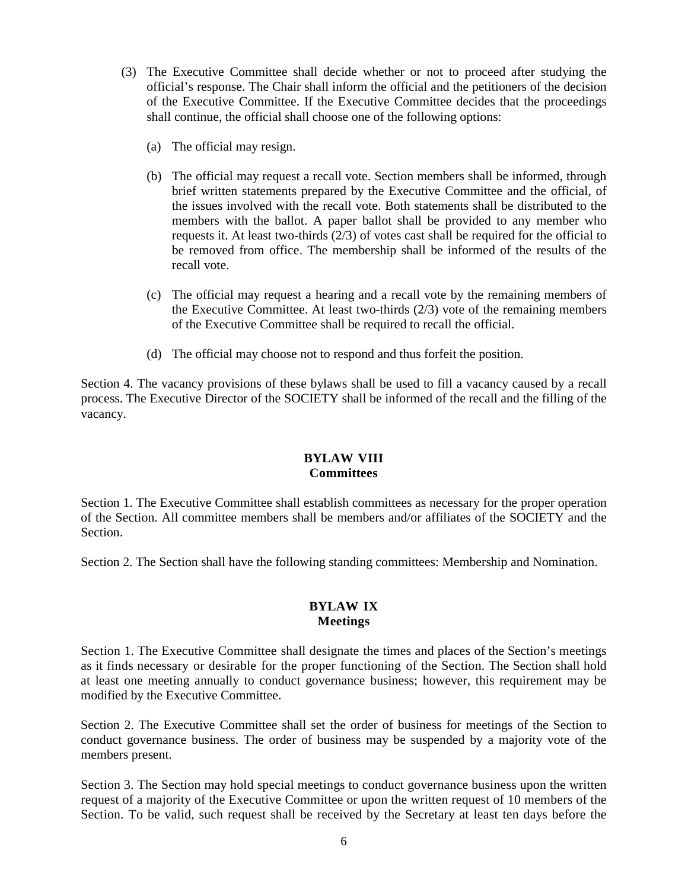(3) The Executive Committee shall decide whether or not to proceed after studying the official's response. The Chair shall inform the official and the petitioners of the decision of the Executive Committee. If the Executive Committee decides that the proceedings shall continue, the official shall choose one of the following options:

  (a) The official may resign.

  (b) The official may request a recall vote. Section members shall be informed, through brief written statements prepared by the Executive Committee and the official, of the issues involved with the recall vote. Both statements shall be distributed to the members with the ballot. A paper ballot shall be provided to any member who requests it. At least two-thirds (2/3) of votes cast shall be required for the official to be removed from office. The membership shall be informed of the results of the recall vote.

  (c) The official may request a hearing and a recall vote by the remaining members of the Executive Committee. At least two-thirds (2/3) vote of the remaining members of the Executive Committee shall be required to recall the official.

  (d) The official may choose not to respond and thus forfeit the position.

Section 4. The vacancy provisions of these bylaws shall be used to fill a vacancy caused by a recall process. The Executive Director of the SOCIETY shall be informed of the recall and the filling of the vacancy.

## BYLAW VIII
## Committees

Section 1. The Executive Committee shall establish committees as necessary for the proper operation of the Section. All committee members shall be members and/or affiliates of the SOCIETY and the Section.

Section 2. The Section shall have the following standing committees: Membership and Nomination.

## BYLAW IX
## Meetings

Section 1. The Executive Committee shall designate the times and places of the Section's meetings as it finds necessary or desirable for the proper functioning of the Section. The Section shall hold at least one meeting annually to conduct governance business; however, this requirement may be modified by the Executive Committee.

Section 2. The Executive Committee shall set the order of business for meetings of the Section to conduct governance business. The order of business may be suspended by a majority vote of the members present.

Section 3. The Section may hold special meetings to conduct governance business upon the written request of a majority of the Executive Committee or upon the written request of 10 members of the Section. To be valid, such request shall be received by the Secretary at least ten days before the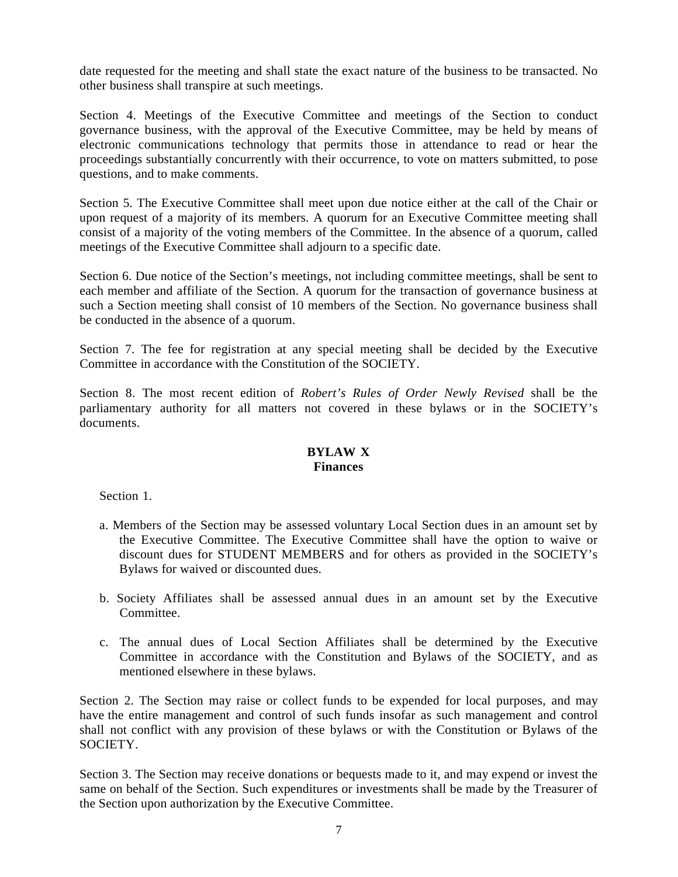date requested for the meeting and shall state the exact nature of the business to be transacted. No other business shall transpire at such meetings.

Section 4. Meetings of the Executive Committee and meetings of the Section to conduct governance business, with the approval of the Executive Committee, may be held by means of electronic communications technology that permits those in attendance to read or hear the proceedings substantially concurrently with their occurrence, to vote on matters submitted, to pose questions, and to make comments.

Section 5. The Executive Committee shall meet upon due notice either at the call of the Chair or upon request of a majority of its members. A quorum for an Executive Committee meeting shall consist of a majority of the voting members of the Committee. In the absence of a quorum, called meetings of the Executive Committee shall adjourn to a specific date.

Section 6. Due notice of the Section's meetings, not including committee meetings, shall be sent to each member and affiliate of the Section. A quorum for the transaction of governance business at such a Section meeting shall consist of 10 members of the Section. No governance business shall be conducted in the absence of a quorum.

Section 7. The fee for registration at any special meeting shall be decided by the Executive Committee in accordance with the Constitution of the SOCIETY.

Section 8. The most recent edition of *Robert's Rules of Order Newly Revised* shall be the parliamentary authority for all matters not covered in these bylaws or in the SOCIETY's documents.

## BYLAW X
## Finances

Section 1.

a. Members of the Section may be assessed voluntary Local Section dues in an amount set by the Executive Committee. The Executive Committee shall have the option to waive or discount dues for STUDENT MEMBERS and for others as provided in the SOCIETY's Bylaws for waived or discounted dues.

b. Society Affiliates shall be assessed annual dues in an amount set by the Executive Committee.

c. The annual dues of Local Section Affiliates shall be determined by the Executive Committee in accordance with the Constitution and Bylaws of the SOCIETY, and as mentioned elsewhere in these bylaws.

Section 2. The Section may raise or collect funds to be expended for local purposes, and may have the entire management and control of such funds insofar as such management and control shall not conflict with any provision of these bylaws or with the Constitution or Bylaws of the SOCIETY.

Section 3. The Section may receive donations or bequests made to it, and may expend or invest the same on behalf of the Section. Such expenditures or investments shall be made by the Treasurer of the Section upon authorization by the Executive Committee.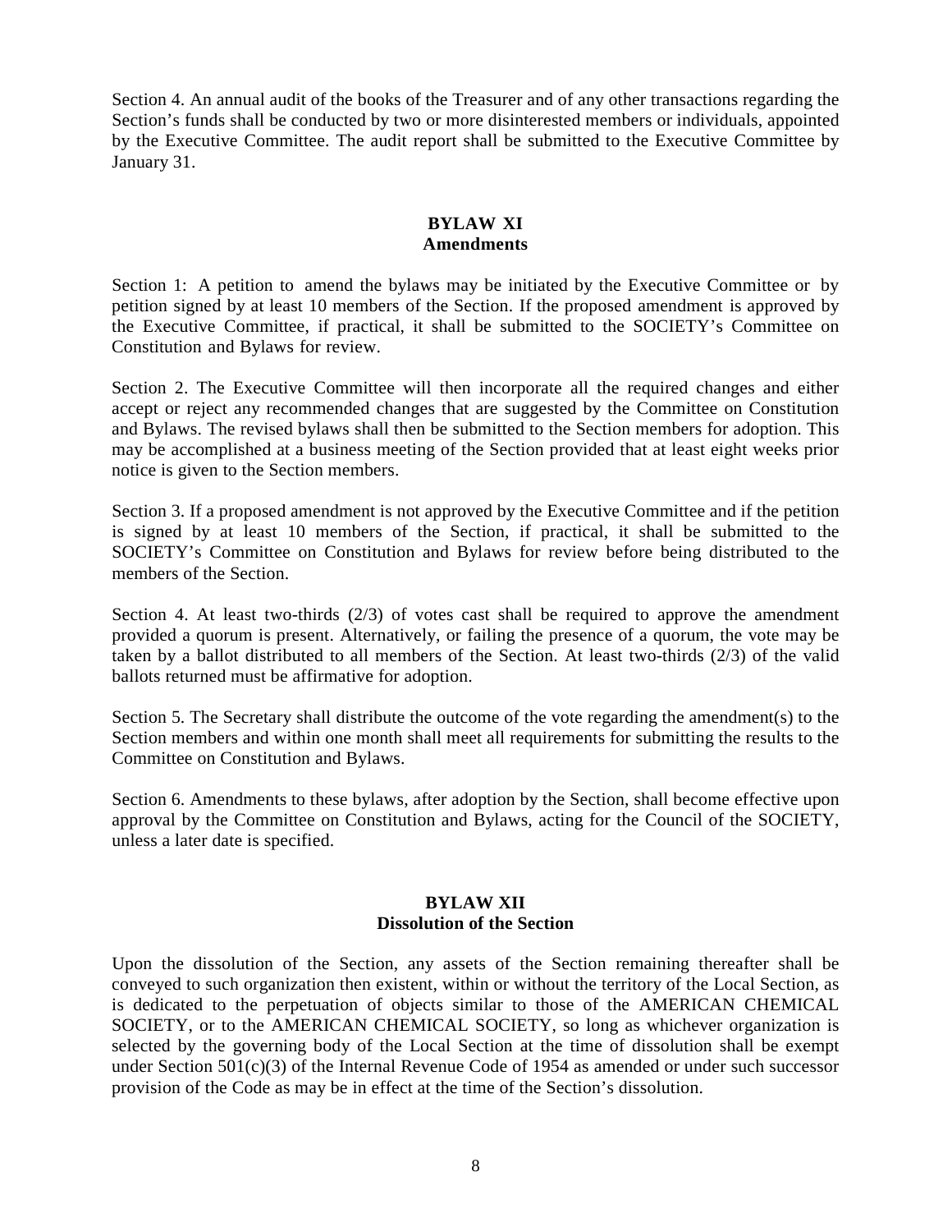Section 4. An annual audit of the books of the Treasurer and of any other transactions regarding the Section's funds shall be conducted by two or more disinterested members or individuals, appointed by the Executive Committee. The audit report shall be submitted to the Executive Committee by January 31.

## BYLAW XI
## Amendments

Section 1: A petition to amend the bylaws may be initiated by the Executive Committee or by petition signed by at least 10 members of the Section. If the proposed amendment is approved by the Executive Committee, if practical, it shall be submitted to the SOCIETY's Committee on Constitution and Bylaws for review.

Section 2. The Executive Committee will then incorporate all the required changes and either accept or reject any recommended changes that are suggested by the Committee on Constitution and Bylaws. The revised bylaws shall then be submitted to the Section members for adoption. This may be accomplished at a business meeting of the Section provided that at least eight weeks prior notice is given to the Section members.

Section 3. If a proposed amendment is not approved by the Executive Committee and if the petition is signed by at least 10 members of the Section, if practical, it shall be submitted to the SOCIETY's Committee on Constitution and Bylaws for review before being distributed to the members of the Section.

Section 4. At least two-thirds (2/3) of votes cast shall be required to approve the amendment provided a quorum is present. Alternatively, or failing the presence of a quorum, the vote may be taken by a ballot distributed to all members of the Section. At least two-thirds (2/3) of the valid ballots returned must be affirmative for adoption.

Section 5. The Secretary shall distribute the outcome of the vote regarding the amendment(s) to the Section members and within one month shall meet all requirements for submitting the results to the Committee on Constitution and Bylaws.

Section 6. Amendments to these bylaws, after adoption by the Section, shall become effective upon approval by the Committee on Constitution and Bylaws, acting for the Council of the SOCIETY, unless a later date is specified.

## BYLAW XII
## Dissolution of the Section

Upon the dissolution of the Section, any assets of the Section remaining thereafter shall be conveyed to such organization then existent, within or without the territory of the Local Section, as is dedicated to the perpetuation of objects similar to those of the AMERICAN CHEMICAL SOCIETY, or to the AMERICAN CHEMICAL SOCIETY, so long as whichever organization is selected by the governing body of the Local Section at the time of dissolution shall be exempt under Section 501(c)(3) of the Internal Revenue Code of 1954 as amended or under such successor provision of the Code as may be in effect at the time of the Section's dissolution.